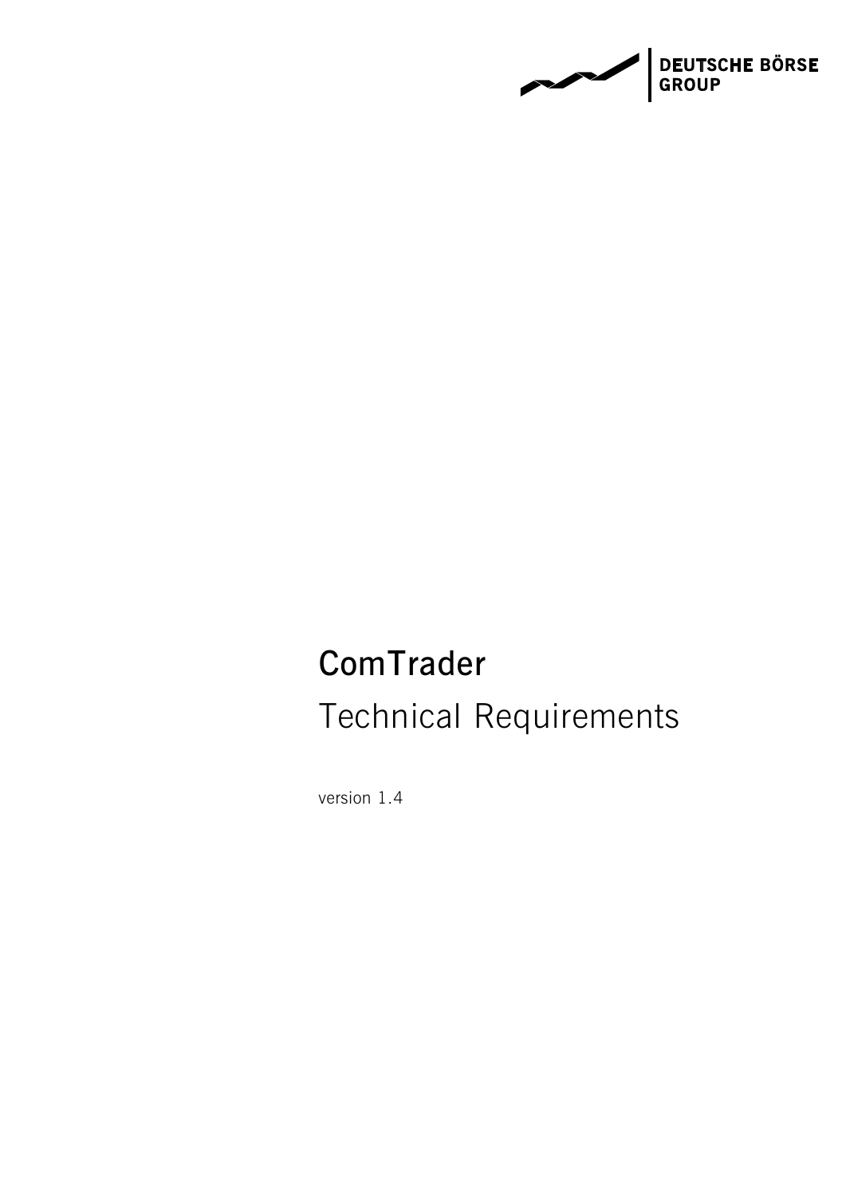DEUTSCHE BÖRSE GROUP

# ComTrader

## Technical Requirements

version 1.4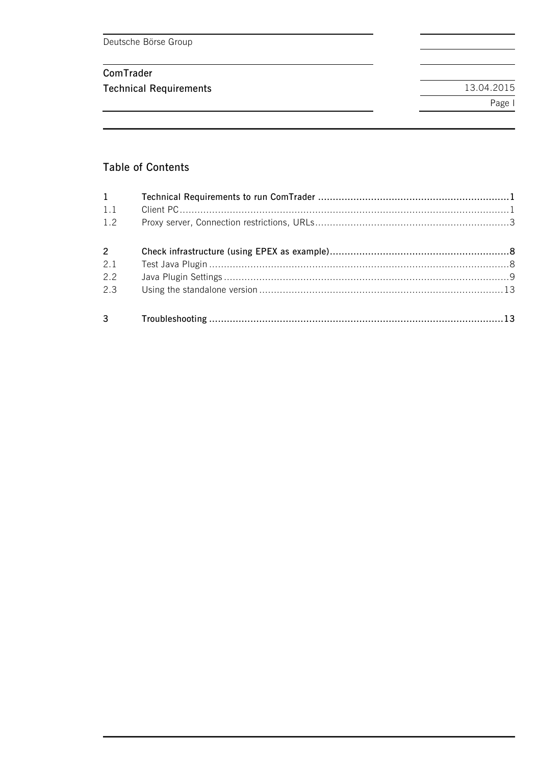## Table of Contents

| | | |
|---|---|---|
| **1** | **Technical Requirements to run ComTrader** | **1** |
| 1.1 | Client PC | 1 |
| 1.2 | Proxy server, Connection restrictions, URLs | 3 |
| **2** | **Check infrastructure (using EPEX as example)** | **8** |
| 2.1 | Test Java Plugin | 8 |
| 2.2 | Java Plugin Settings | 9 |
| 2.3 | Using the standalone version | 13 |
| **3** | **Troubleshooting** | **13** |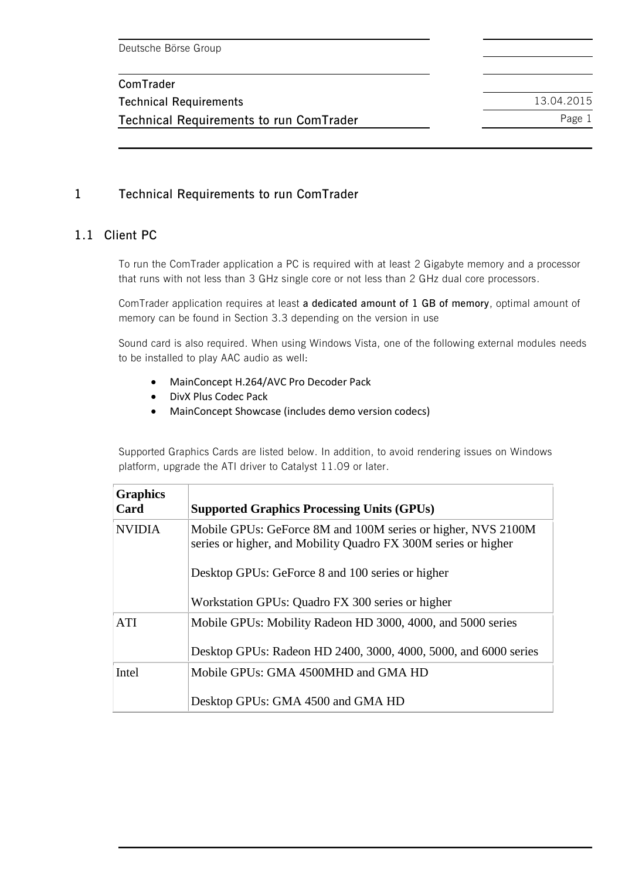# 1 Technical Requirements to run ComTrader

## 1.1 Client PC

To run the ComTrader application a PC is required with at least 2 Gigabyte memory and a processor that runs with not less than 3 GHz single core or not less than 2 GHz dual core processors.

ComTrader application requires at least **a dedicated amount of 1 GB of memory**, optimal amount of memory can be found in Section 3.3 depending on the version in use

Sound card is also required. When using Windows Vista, one of the following external modules needs to be installed to play AAC audio as well:

- MainConcept H.264/AVC Pro Decoder Pack
- DivX Plus Codec Pack
- MainConcept Showcase (includes demo version codecs)

Supported Graphics Cards are listed below. In addition, to avoid rendering issues on Windows platform, upgrade the ATI driver to Catalyst 11.09 or later.

| **Graphics Card** | **Supported Graphics Processing Units (GPUs)** |
|---|---|
| NVIDIA | Mobile GPUs: GeForce 8M and 100M series or higher, NVS 2100M series or higher, and Mobility Quadro FX 300M series or higher<br><br>Desktop GPUs: GeForce 8 and 100 series or higher<br><br>Workstation GPUs: Quadro FX 300 series or higher |
| ATI | Mobile GPUs: Mobility Radeon HD 3000, 4000, and 5000 series<br><br>Desktop GPUs: Radeon HD 2400, 3000, 4000, 5000, and 6000 series |
| Intel | Mobile GPUs: GMA 4500MHD and GMA HD<br><br>Desktop GPUs: GMA 4500 and GMA HD |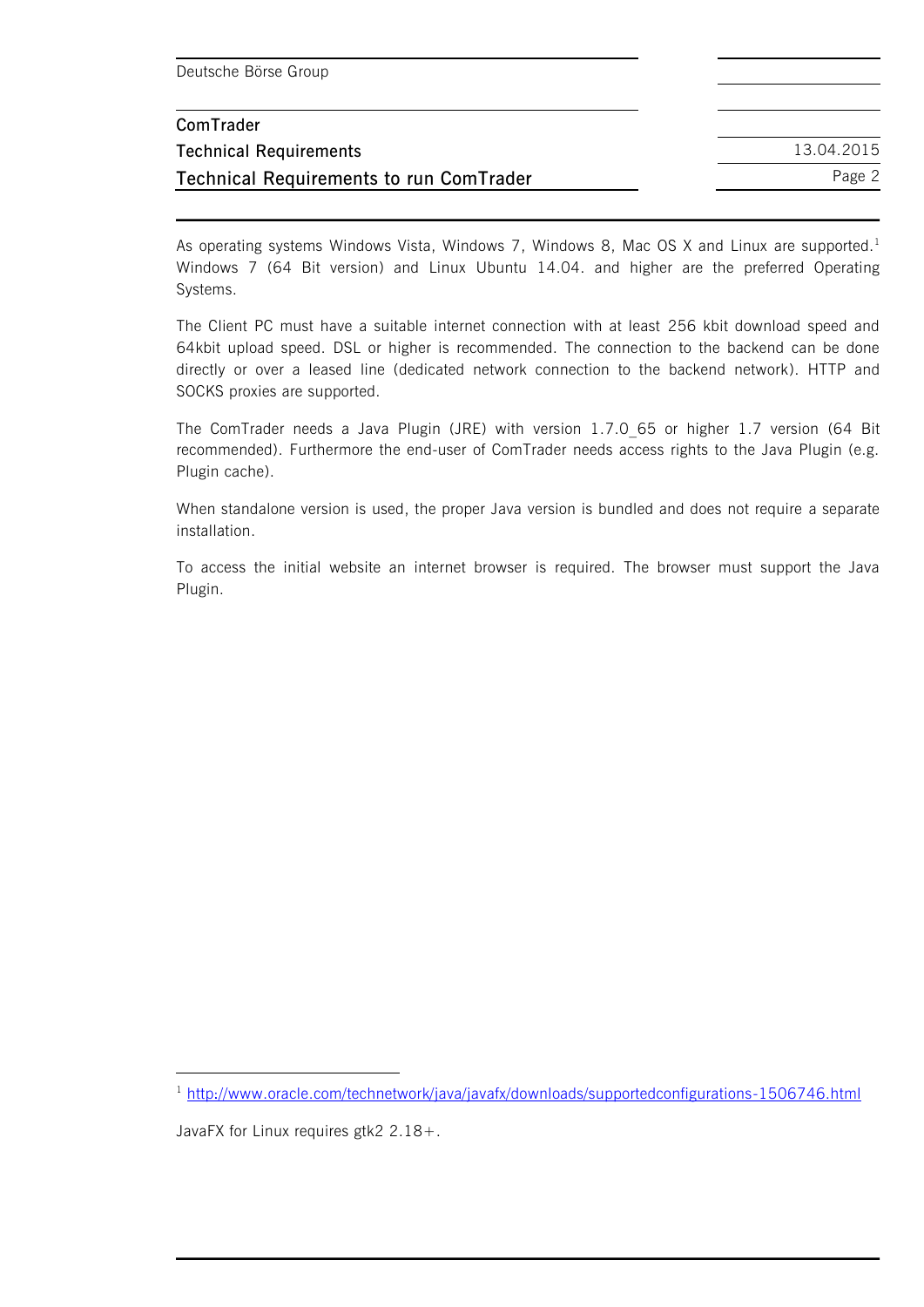As operating systems Windows Vista, Windows 7, Windows 8, Mac OS X and Linux are supported.[1] Windows 7 (64 Bit version) and Linux Ubuntu 14.04. and higher are the preferred Operating Systems.

The Client PC must have a suitable internet connection with at least 256 kbit download speed and 64kbit upload speed. DSL or higher is recommended. The connection to the backend can be done directly or over a leased line (dedicated network connection to the backend network). HTTP and SOCKS proxies are supported.

The ComTrader needs a Java Plugin (JRE) with version 1.7.0_65 or higher 1.7 version (64 Bit recommended). Furthermore the end-user of ComTrader needs access rights to the Java Plugin (e.g. Plugin cache).

When standalone version is used, the proper Java version is bundled and does not require a separate installation.

To access the initial website an internet browser is required. The browser must support the Java Plugin.

---

[1] http://www.oracle.com/technetwork/java/javafx/downloads/supportedconfigurations-1506746.html

JavaFX for Linux requires gtk2 2.18+.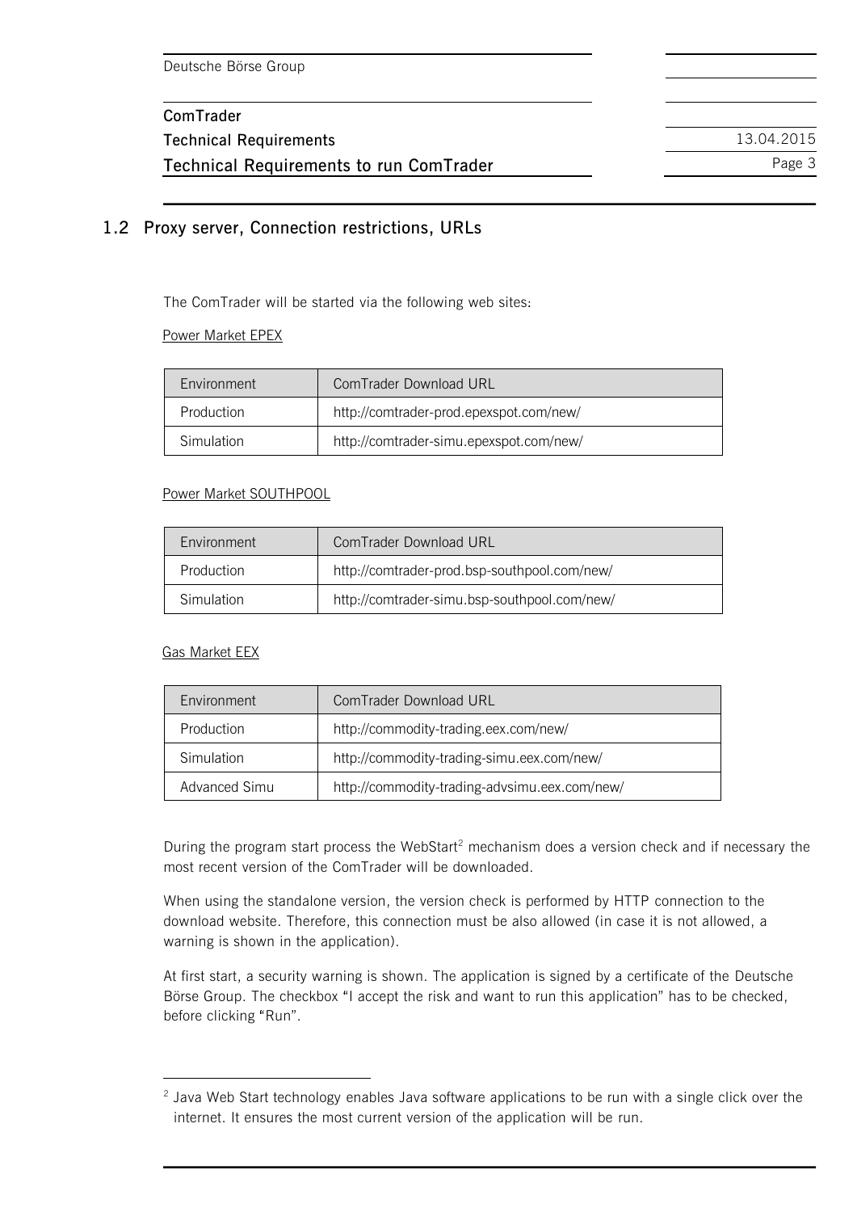## 1.2 Proxy server, Connection restrictions, URLs

The ComTrader will be started via the following web sites:

Power Market EPEX

| Environment | ComTrader Download URL |
| --- | --- |
| Production | http://comtrader-prod.epexspot.com/new/ |
| Simulation | http://comtrader-simu.epexspot.com/new/ |

Power Market SOUTHPOOL

| Environment | ComTrader Download URL |
| --- | --- |
| Production | http://comtrader-prod.bsp-southpool.com/new/ |
| Simulation | http://comtrader-simu.bsp-southpool.com/new/ |

Gas Market EEX

| Environment | ComTrader Download URL |
| --- | --- |
| Production | http://commodity-trading.eex.com/new/ |
| Simulation | http://commodity-trading-simu.eex.com/new/ |
| Advanced Simu | http://commodity-trading-advsimu.eex.com/new/ |

During the program start process the WebStart[2] mechanism does a version check and if necessary the most recent version of the ComTrader will be downloaded.

When using the standalone version, the version check is performed by HTTP connection to the download website. Therefore, this connection must be also allowed (in case it is not allowed, a warning is shown in the application).

At first start, a security warning is shown. The application is signed by a certificate of the Deutsche Börse Group. The checkbox "I accept the risk and want to run this application" has to be checked, before clicking "Run".

[2] Java Web Start technology enables Java software applications to be run with a single click over the internet. It ensures the most current version of the application will be run.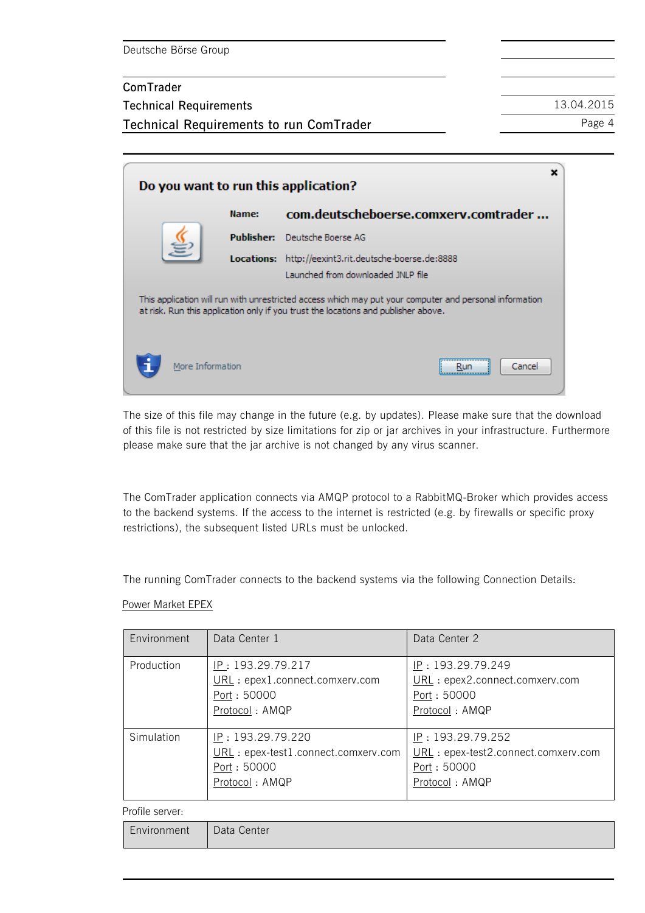**Do you want to run this application?**

**Name:** com.deutscheboerse.comxerv.comtrader ...

**Publisher:** Deutsche Boerse AG

**Locations:** http://eexint3.rit.deutsche-boerse.de:8888

Launched from downloaded JNLP file

This application will run with unrestricted access which may put your computer and personal information at risk. Run this application only if you trust the locations and publisher above.

More Information | Run | Cancel

The size of this file may change in the future (e.g. by updates). Please make sure that the download of this file is not restricted by size limitations for zip or jar archives in your infrastructure. Furthermore please make sure that the jar archive is not changed by any virus scanner.

The ComTrader application connects via AMQP protocol to a RabbitMQ-Broker which provides access to the backend systems. If the access to the internet is restricted (e.g. by firewalls or specific proxy restrictions), the subsequent listed URLs must be unlocked.

The running ComTrader connects to the backend systems via the following Connection Details:

Power Market EPEX

| Environment | Data Center 1 | Data Center 2 |
|---|---|---|
| Production | IP : 193.29.79.217<br>URL : epex1.connect.comxerv.com<br>Port : 50000<br>Protocol : AMQP | IP : 193.29.79.249<br>URL : epex2.connect.comxerv.com<br>Port : 50000<br>Protocol : AMQP |
| Simulation | IP : 193.29.79.220<br>URL : epex-test1.connect.comxerv.com<br>Port : 50000<br>Protocol : AMQP | IP : 193.29.79.252<br>URL : epex-test2.connect.comxerv.com<br>Port : 50000<br>Protocol : AMQP |

Profile server:

| Environment | Data Center |
|---|---|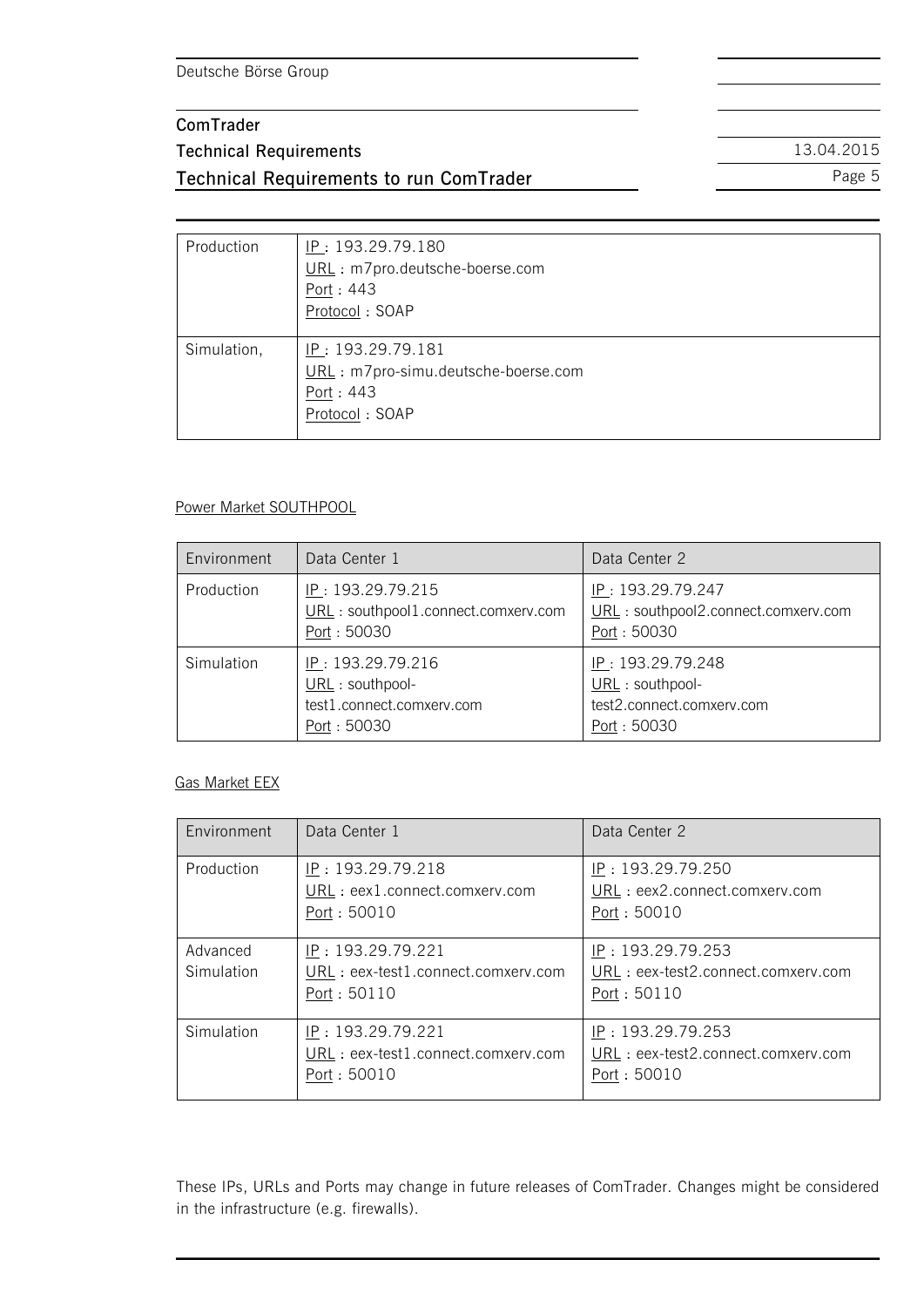| | |
|---|---|
| Production | IP : 193.29.79.180<br>URL : m7pro.deutsche-boerse.com<br>Port : 443<br>Protocol : SOAP |
| Simulation, | IP : 193.29.79.181<br>URL : m7pro-simu.deutsche-boerse.com<br>Port : 443<br>Protocol : SOAP |

Power Market SOUTHPOOL

| Environment | Data Center 1 | Data Center 2 |
|---|---|---|
| Production | IP : 193.29.79.215<br>URL : southpool1.connect.comxerv.com<br>Port : 50030 | IP : 193.29.79.247<br>URL : southpool2.connect.comxerv.com<br>Port : 50030 |
| Simulation | IP : 193.29.79.216<br>URL : southpool-test1.connect.comxerv.com<br>Port : 50030 | IP : 193.29.79.248<br>URL : southpool-test2.connect.comxerv.com<br>Port : 50030 |

Gas Market EEX

| Environment | Data Center 1 | Data Center 2 |
|---|---|---|
| Production | IP : 193.29.79.218<br>URL : eex1.connect.comxerv.com<br>Port : 50010 | IP : 193.29.79.250<br>URL : eex2.connect.comxerv.com<br>Port : 50010 |
| Advanced Simulation | IP : 193.29.79.221<br>URL : eex-test1.connect.comxerv.com<br>Port : 50110 | IP : 193.29.79.253<br>URL : eex-test2.connect.comxerv.com<br>Port : 50110 |
| Simulation | IP : 193.29.79.221<br>URL : eex-test1.connect.comxerv.com<br>Port : 50010 | IP : 193.29.79.253<br>URL : eex-test2.connect.comxerv.com<br>Port : 50010 |

These IPs, URLs and Ports may change in future releases of ComTrader. Changes might be considered in the infrastructure (e.g. firewalls).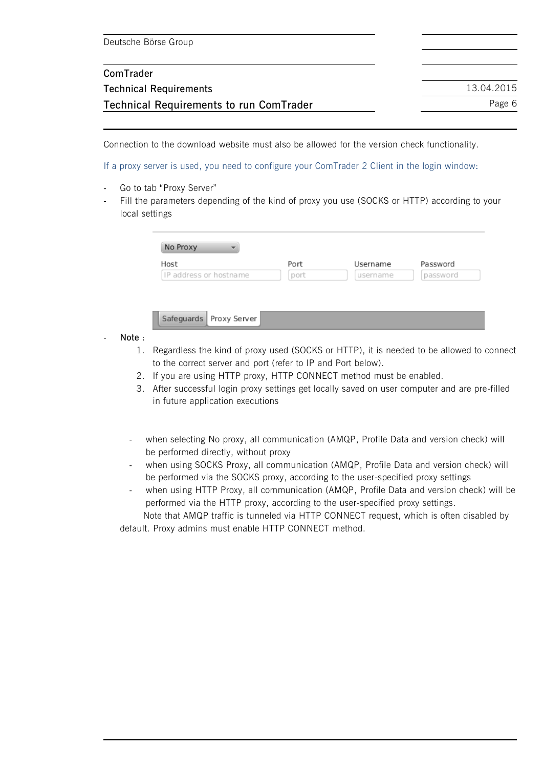Connection to the download website must also be allowed for the version check functionality.

If a proxy server is used, you need to configure your ComTrader 2 Client in the login window:

- Go to tab "Proxy Server"
- Fill the parameters depending of the kind of proxy you use (SOCKS or HTTP) according to your local settings

- **Note** :
    1. Regardless the kind of proxy used (SOCKS or HTTP), it is needed to be allowed to connect to the correct server and port (refer to IP and Port below).
    2. If you are using HTTP proxy, HTTP CONNECT method must be enabled.
    3. After successful login proxy settings get locally saved on user computer and are pre-filled in future application executions

- when selecting No proxy, all communication (AMQP, Profile Data and version check) will be performed directly, without proxy
- when using SOCKS Proxy, all communication (AMQP, Profile Data and version check) will be performed via the SOCKS proxy, according to the user-specified proxy settings
- when using HTTP Proxy, all communication (AMQP, Profile Data and version check) will be performed via the HTTP proxy, according to the user-specified proxy settings.

Note that AMQP traffic is tunneled via HTTP CONNECT request, which is often disabled by default. Proxy admins must enable HTTP CONNECT method.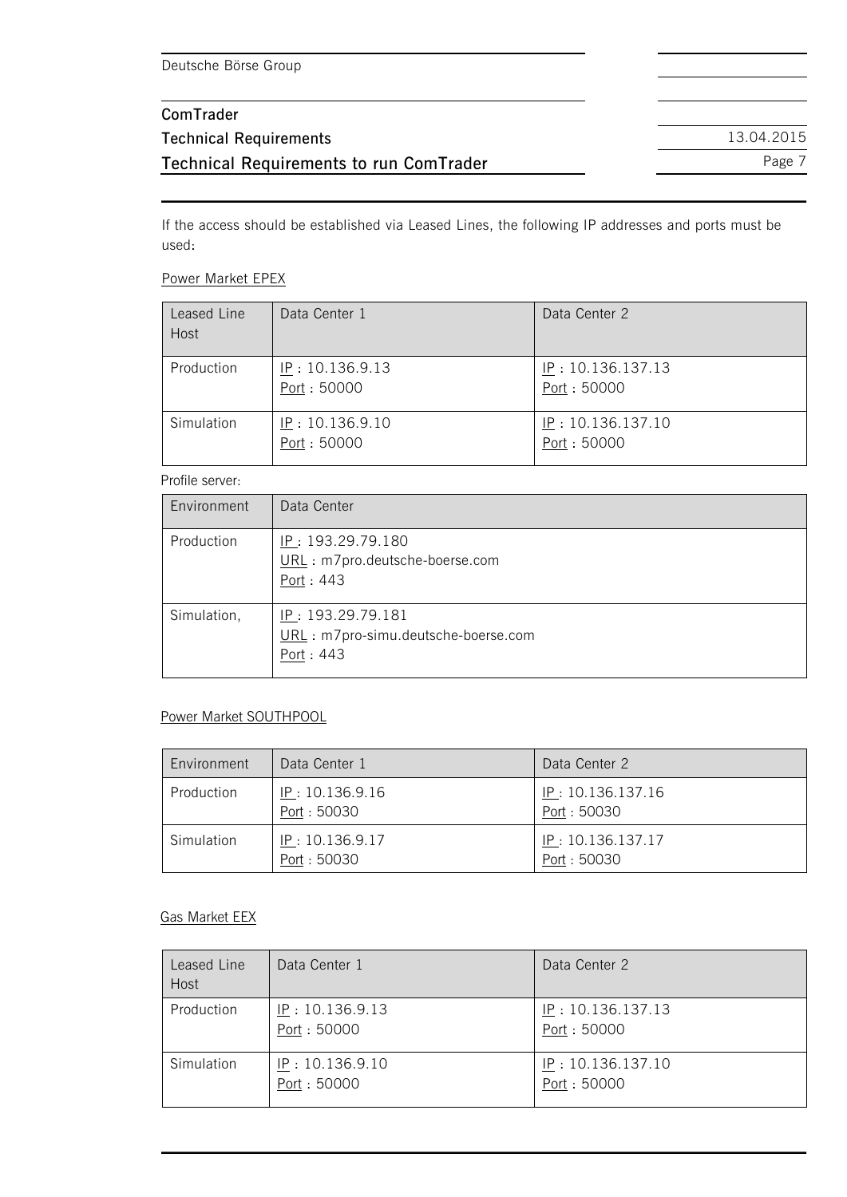If the access should be established via Leased Lines, the following IP addresses and ports must be used:

Power Market EPEX

| Leased Line Host | Data Center 1 | Data Center 2 |
| --- | --- | --- |
| Production | IP : 10.136.9.13<br>Port : 50000 | IP : 10.136.137.13<br>Port : 50000 |
| Simulation | IP : 10.136.9.10<br>Port : 50000 | IP : 10.136.137.10<br>Port : 50000 |

Profile server:

| Environment | Data Center |
| --- | --- |
| Production | IP : 193.29.79.180<br>URL : m7pro.deutsche-boerse.com<br>Port : 443 |
| Simulation, | IP : 193.29.79.181<br>URL : m7pro-simu.deutsche-boerse.com<br>Port : 443 |

Power Market SOUTHPOOL

| Environment | Data Center 1 | Data Center 2 |
| --- | --- | --- |
| Production | IP : 10.136.9.16<br>Port : 50030 | IP : 10.136.137.16<br>Port : 50030 |
| Simulation | IP : 10.136.9.17<br>Port : 50030 | IP : 10.136.137.17<br>Port : 50030 |

Gas Market EEX

| Leased Line Host | Data Center 1 | Data Center 2 |
| --- | --- | --- |
| Production | IP : 10.136.9.13<br>Port : 50000 | IP : 10.136.137.13<br>Port : 50000 |
| Simulation | IP : 10.136.9.10<br>Port : 50000 | IP : 10.136.137.10<br>Port : 50000 |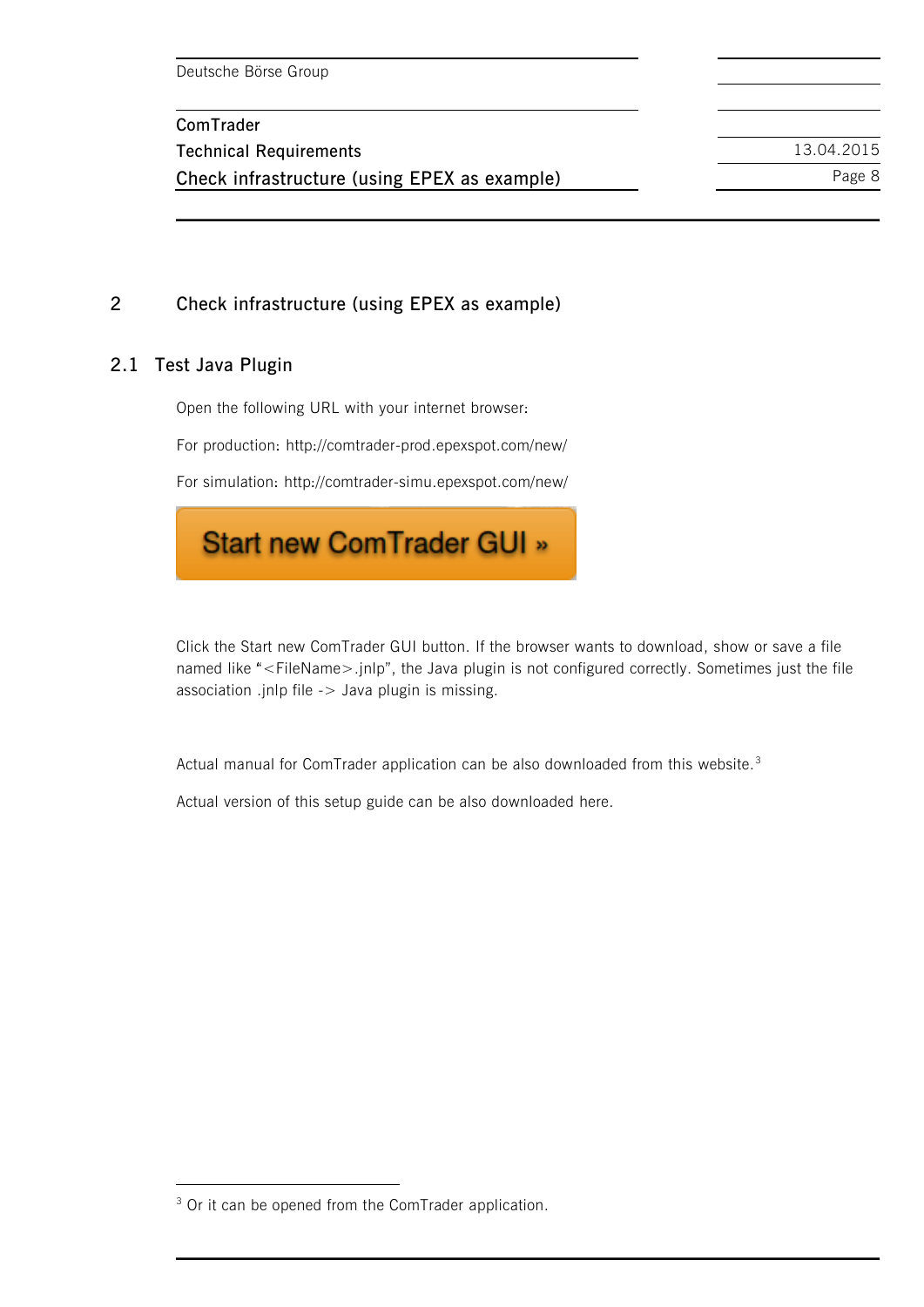# 2 Check infrastructure (using EPEX as example)

## 2.1 Test Java Plugin

Open the following URL with your internet browser:

For production: http://comtrader-prod.epexspot.com/new/

For simulation: http://comtrader-simu.epexspot.com/new/

Start new ComTrader GUI »

Click the Start new ComTrader GUI button. If the browser wants to download, show or save a file named like "<FileName>.jnlp", the Java plugin is not configured correctly. Sometimes just the file association .jnlp file -> Java plugin is missing.

Actual manual for ComTrader application can be also downloaded from this website.[3]

Actual version of this setup guide can be also downloaded here.

[3] Or it can be opened from the ComTrader application.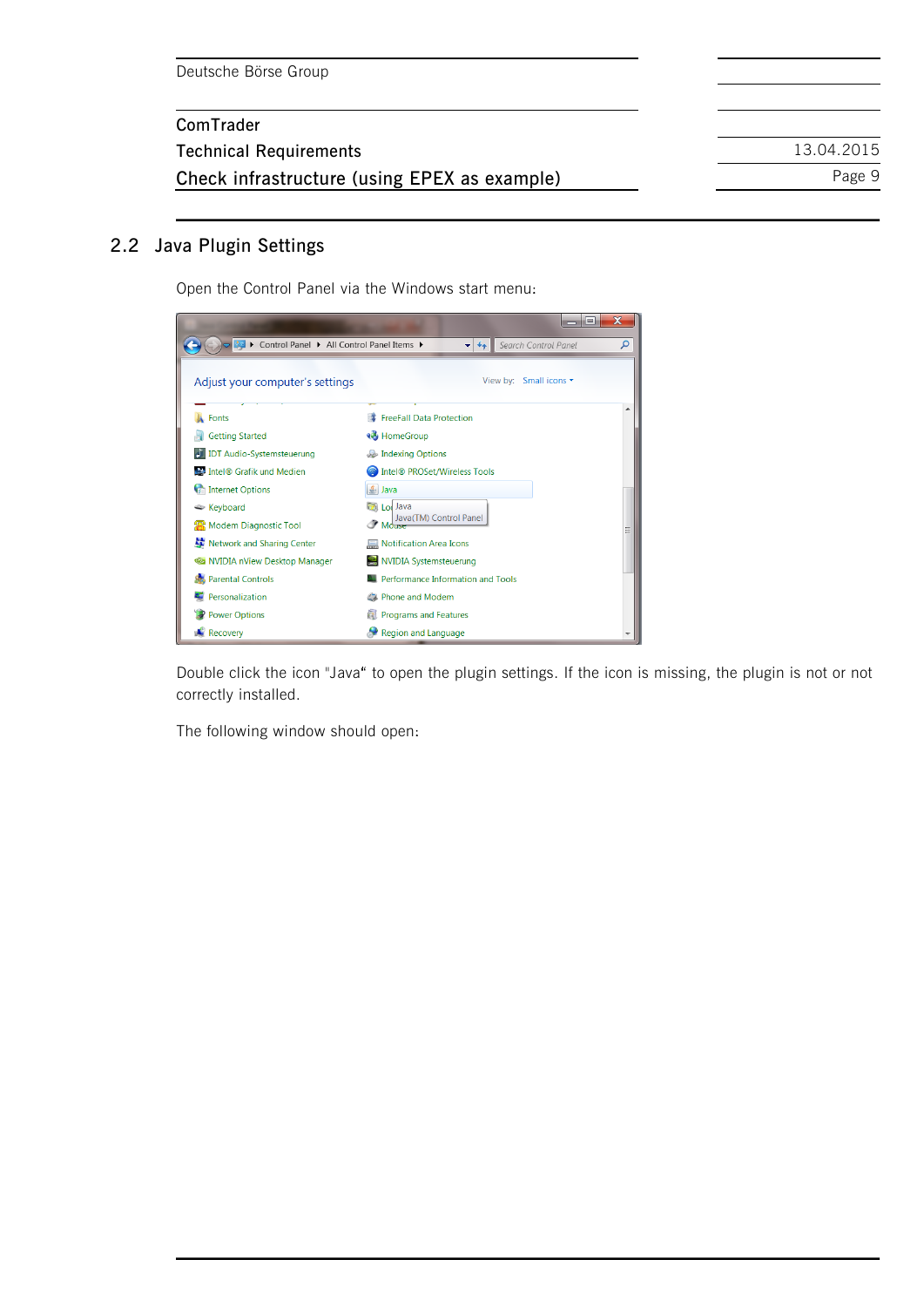## 2.2 Java Plugin Settings

Open the Control Panel via the Windows start menu:

Double click the icon "Java" to open the plugin settings. If the icon is missing, the plugin is not or not correctly installed.

The following window should open: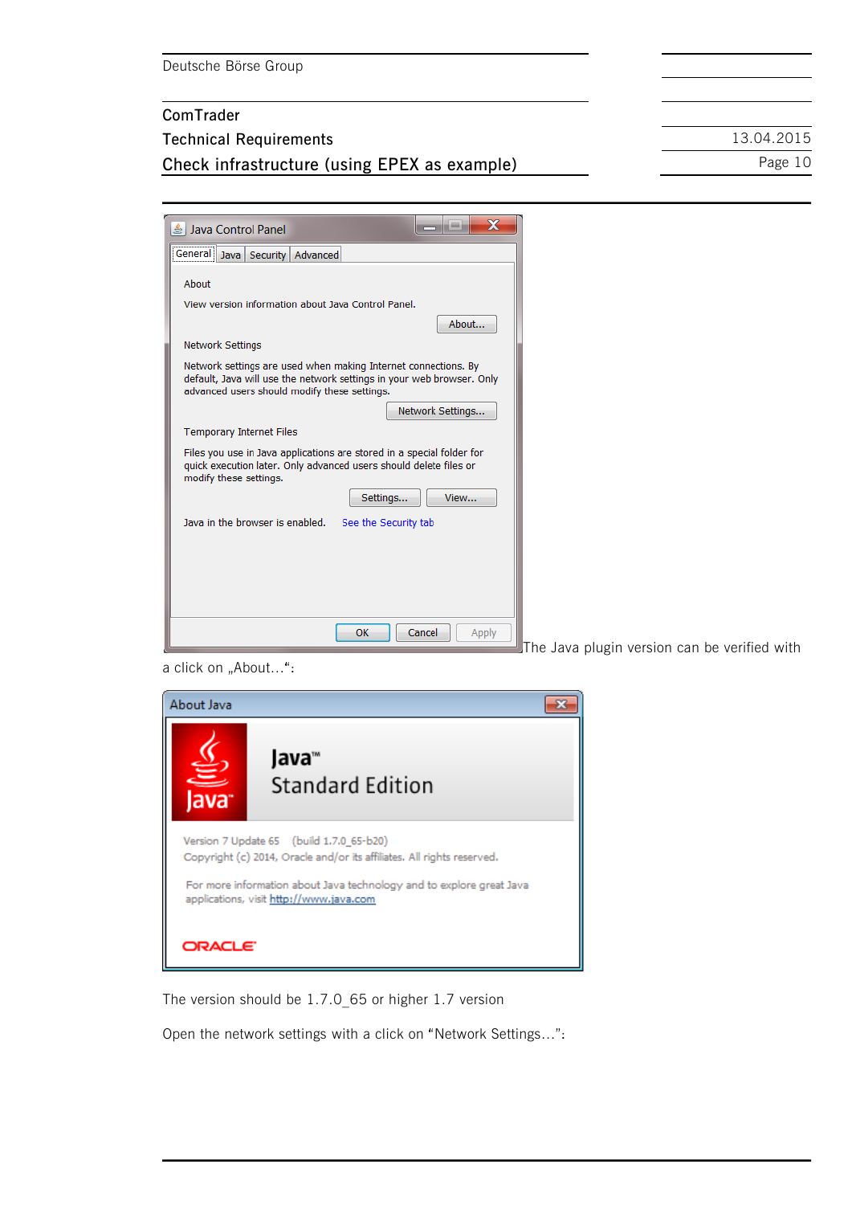The Java plugin version can be verified with a click on „About…“:

The version should be 1.7.0_65 or higher 1.7 version

Open the network settings with a click on “Network Settings…”: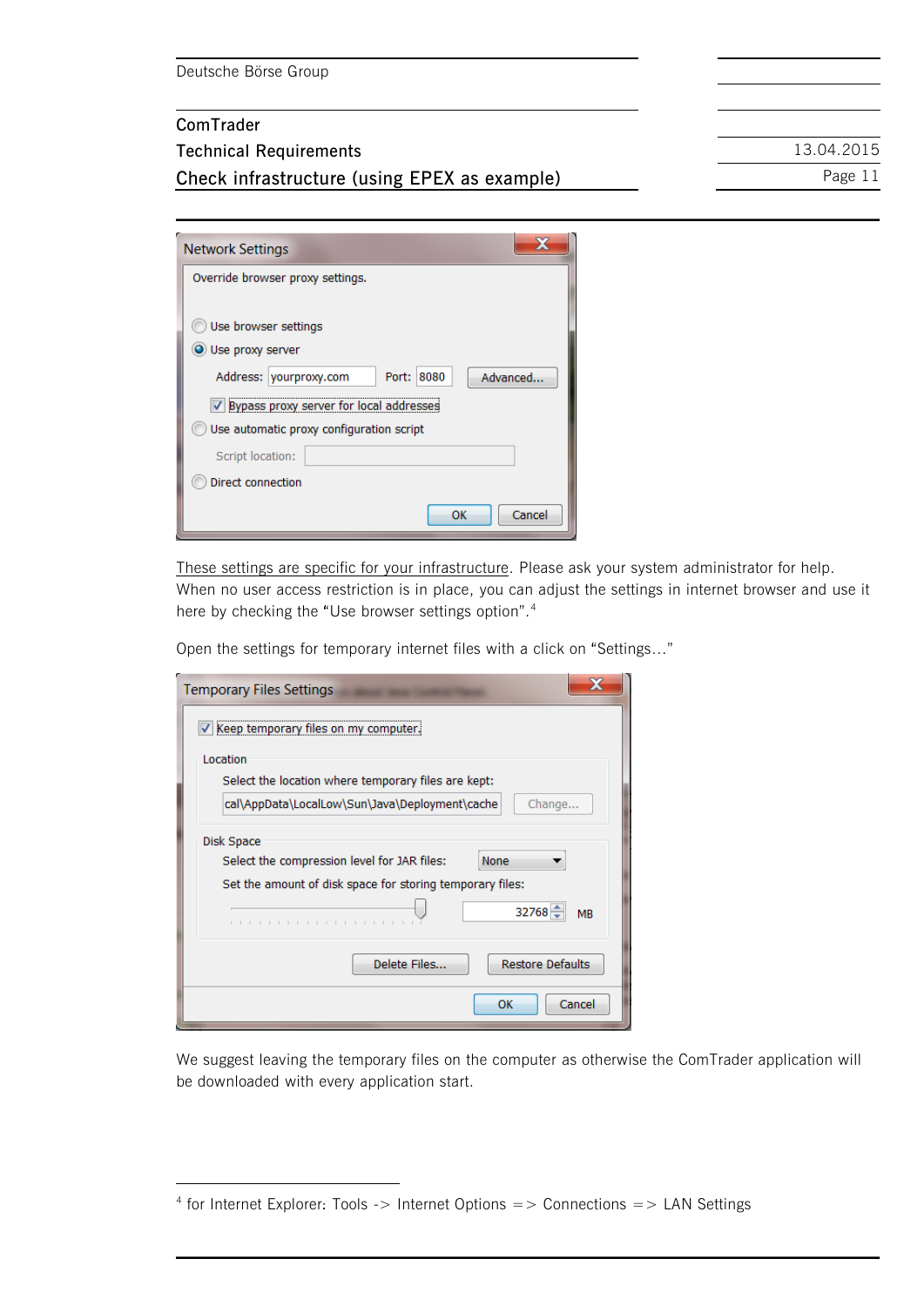These settings are specific for your infrastructure. Please ask your system administrator for help. When no user access restriction is in place, you can adjust the settings in internet browser and use it here by checking the "Use browser settings option".[4]

Open the settings for temporary internet files with a click on "Settings…"

We suggest leaving the temporary files on the computer as otherwise the ComTrader application will be downloaded with every application start.

[4] for Internet Explorer: Tools -> Internet Options => Connections => LAN Settings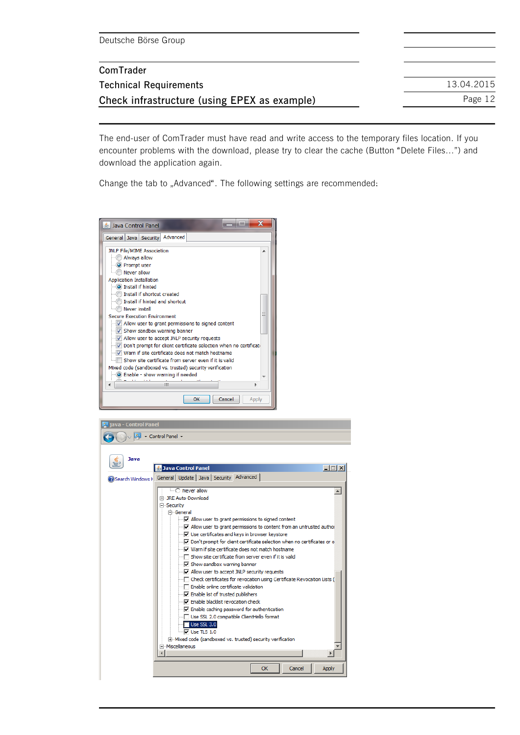The end-user of ComTrader must have read and write access to the temporary files location. If you encounter problems with the download, please try to clear the cache (Button “Delete Files…”) and download the application again.

Change the tab to „Advanced“. The following settings are recommended: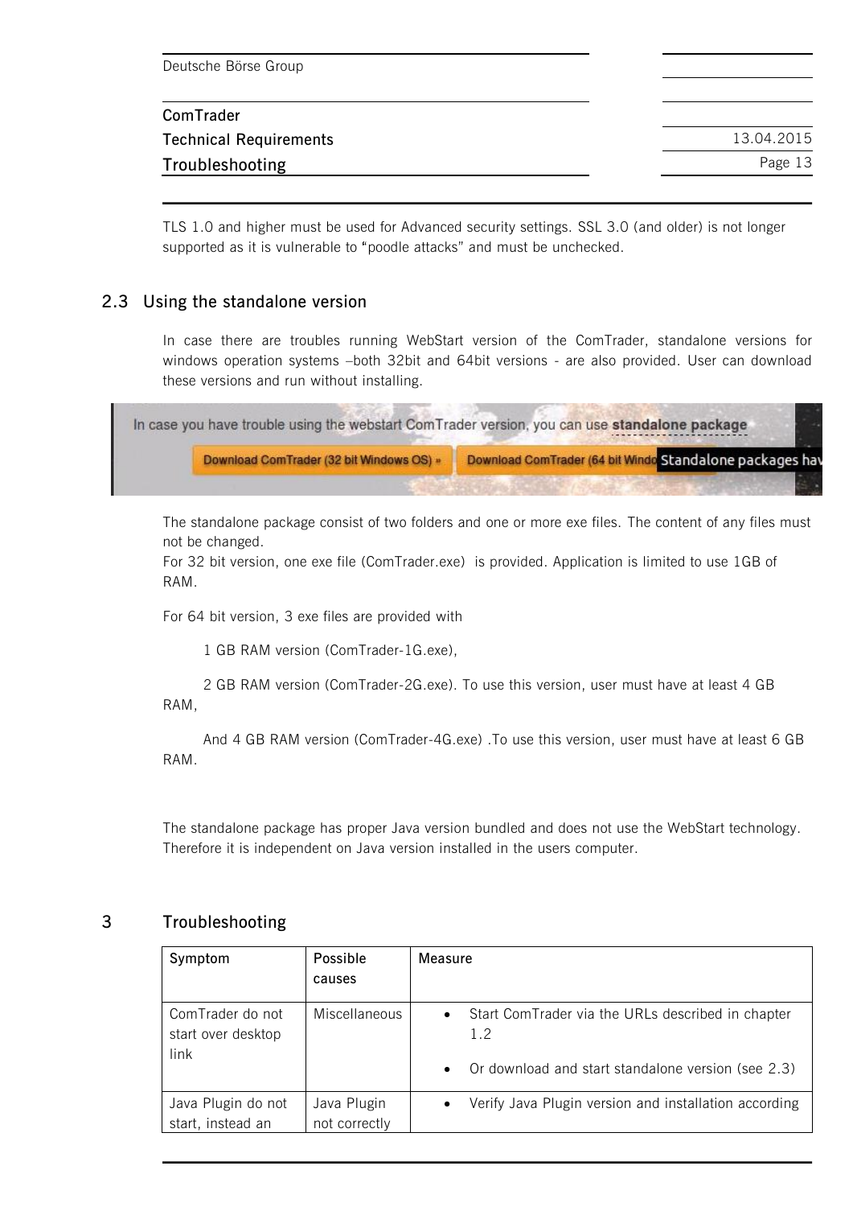TLS 1.0 and higher must be used for Advanced security settings. SSL 3.0 (and older) is not longer supported as it is vulnerable to "poodle attacks" and must be unchecked.

## 2.3 Using the standalone version

In case there are troubles running WebStart version of the ComTrader, standalone versions for windows operation systems –both 32bit and 64bit versions - are also provided. User can download these versions and run without installing.

The standalone package consist of two folders and one or more exe files. The content of any files must not be changed.
For 32 bit version, one exe file (ComTrader.exe) is provided. Application is limited to use 1GB of RAM.

For 64 bit version, 3 exe files are provided with

1 GB RAM version (ComTrader-1G.exe),

2 GB RAM version (ComTrader-2G.exe). To use this version, user must have at least 4 GB RAM,

And 4 GB RAM version (ComTrader-4G.exe) .To use this version, user must have at least 6 GB RAM.

The standalone package has proper Java version bundled and does not use the WebStart technology. Therefore it is independent on Java version installed in the users computer.

# 3 Troubleshooting

| Symptom | Possible causes | Measure |
|---|---|---|
| ComTrader do not start over desktop link | Miscellaneous | • Start ComTrader via the URLs described in chapter 1.2<br>• Or download and start standalone version (see 2.3) |
| Java Plugin do not start, instead an | Java Plugin not correctly | • Verify Java Plugin version and installation according |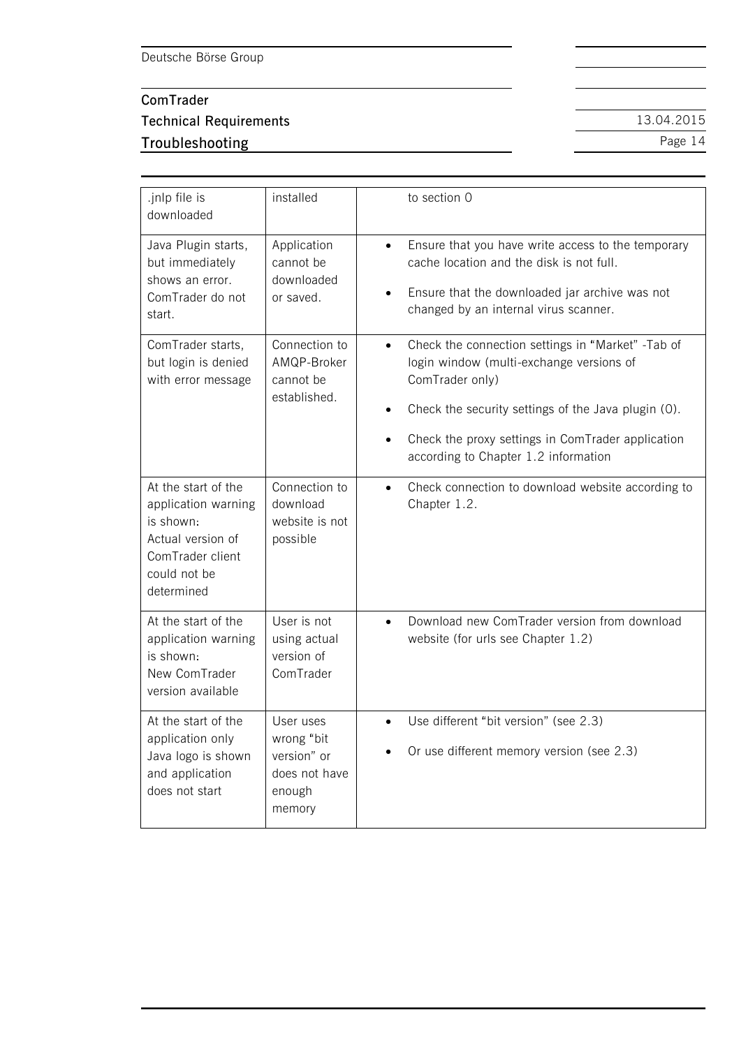| | | |
|---|---|---|
| .jnlp file is downloaded | installed | to section 0 |
| Java Plugin starts, but immediately shows an error. ComTrader do not start. | Application cannot be downloaded or saved. | • Ensure that you have write access to the temporary cache location and the disk is not full.<br>• Ensure that the downloaded jar archive was not changed by an internal virus scanner. |
| ComTrader starts, but login is denied with error message | Connection to AMQP-Broker cannot be established. | • Check the connection settings in "Market" -Tab of login window (multi-exchange versions of ComTrader only)<br>• Check the security settings of the Java plugin (0).<br>• Check the proxy settings in ComTrader application according to Chapter 1.2 information |
| At the start of the application warning is shown:<br>Actual version of ComTrader client could not be determined | Connection to download website is not possible | • Check connection to download website according to Chapter 1.2. |
| At the start of the application warning is shown:<br>New ComTrader version available | User is not using actual version of ComTrader | • Download new ComTrader version from download website (for urls see Chapter 1.2) |
| At the start of the application only Java logo is shown and application does not start | User uses wrong "bit version" or does not have enough memory | • Use different "bit version" (see 2.3)<br>• Or use different memory version (see 2.3) |